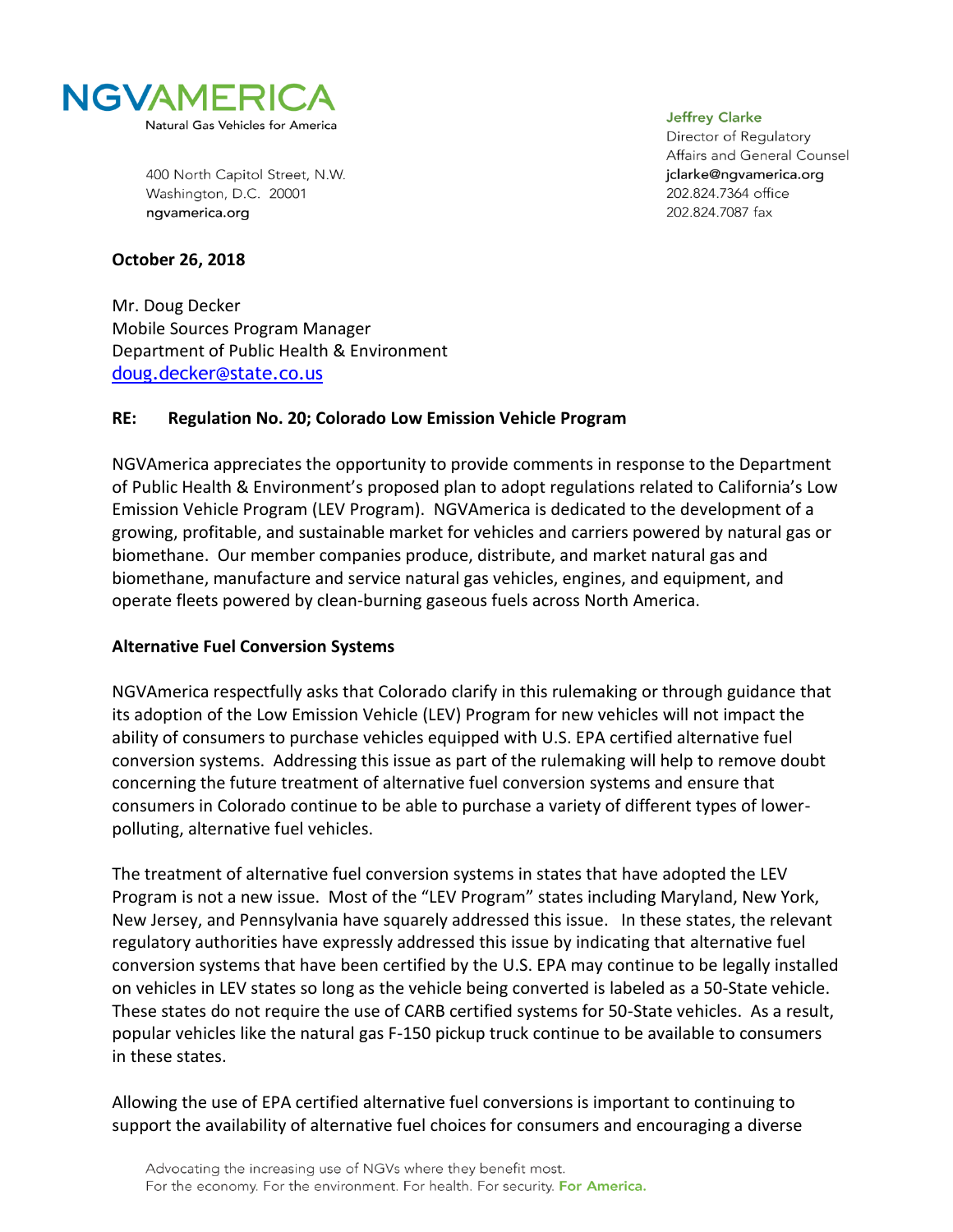NGVAMERICA
Natural Gas Vehicles for America

400 North Capitol Street, N.W.
Washington, D.C. 20001
ngvamerica.org

Jeffrey Clarke
Director of Regulatory Affairs and General Counsel
jclarke@ngvamerica.org
202.824.7364 office
202.824.7087 fax

**October 26, 2018**

Mr. Doug Decker
Mobile Sources Program Manager
Department of Public Health & Environment
doug.decker@state.co.us

**RE: Regulation No. 20; Colorado Low Emission Vehicle Program**

NGVAmerica appreciates the opportunity to provide comments in response to the Department of Public Health & Environment's proposed plan to adopt regulations related to California's Low Emission Vehicle Program (LEV Program). NGVAmerica is dedicated to the development of a growing, profitable, and sustainable market for vehicles and carriers powered by natural gas or biomethane. Our member companies produce, distribute, and market natural gas and biomethane, manufacture and service natural gas vehicles, engines, and equipment, and operate fleets powered by clean-burning gaseous fuels across North America.

**Alternative Fuel Conversion Systems**

NGVAmerica respectfully asks that Colorado clarify in this rulemaking or through guidance that its adoption of the Low Emission Vehicle (LEV) Program for new vehicles will not impact the ability of consumers to purchase vehicles equipped with U.S. EPA certified alternative fuel conversion systems. Addressing this issue as part of the rulemaking will help to remove doubt concerning the future treatment of alternative fuel conversion systems and ensure that consumers in Colorado continue to be able to purchase a variety of different types of lower-polluting, alternative fuel vehicles.

The treatment of alternative fuel conversion systems in states that have adopted the LEV Program is not a new issue. Most of the "LEV Program" states including Maryland, New York, New Jersey, and Pennsylvania have squarely addressed this issue. In these states, the relevant regulatory authorities have expressly addressed this issue by indicating that alternative fuel conversion systems that have been certified by the U.S. EPA may continue to be legally installed on vehicles in LEV states so long as the vehicle being converted is labeled as a 50-State vehicle. These states do not require the use of CARB certified systems for 50-State vehicles. As a result, popular vehicles like the natural gas F-150 pickup truck continue to be available to consumers in these states.

Allowing the use of EPA certified alternative fuel conversions is important to continuing to support the availability of alternative fuel choices for consumers and encouraging a diverse

Advocating the increasing use of NGVs where they benefit most.
For the economy. For the environment. For health. For security. For America.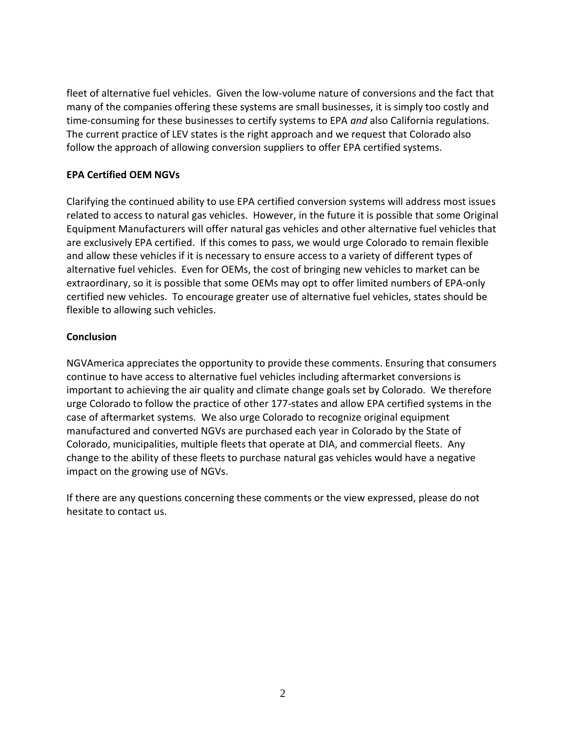fleet of alternative fuel vehicles. Given the low-volume nature of conversions and the fact that many of the companies offering these systems are small businesses, it is simply too costly and time-consuming for these businesses to certify systems to EPA *and* also California regulations. The current practice of LEV states is the right approach and we request that Colorado also follow the approach of allowing conversion suppliers to offer EPA certified systems.

**EPA Certified OEM NGVs**

Clarifying the continued ability to use EPA certified conversion systems will address most issues related to access to natural gas vehicles. However, in the future it is possible that some Original Equipment Manufacturers will offer natural gas vehicles and other alternative fuel vehicles that are exclusively EPA certified. If this comes to pass, we would urge Colorado to remain flexible and allow these vehicles if it is necessary to ensure access to a variety of different types of alternative fuel vehicles. Even for OEMs, the cost of bringing new vehicles to market can be extraordinary, so it is possible that some OEMs may opt to offer limited numbers of EPA-only certified new vehicles. To encourage greater use of alternative fuel vehicles, states should be flexible to allowing such vehicles.

**Conclusion**

NGVAmerica appreciates the opportunity to provide these comments. Ensuring that consumers continue to have access to alternative fuel vehicles including aftermarket conversions is important to achieving the air quality and climate change goals set by Colorado. We therefore urge Colorado to follow the practice of other 177-states and allow EPA certified systems in the case of aftermarket systems. We also urge Colorado to recognize original equipment manufactured and converted NGVs are purchased each year in Colorado by the State of Colorado, municipalities, multiple fleets that operate at DIA, and commercial fleets. Any change to the ability of these fleets to purchase natural gas vehicles would have a negative impact on the growing use of NGVs.

If there are any questions concerning these comments or the view expressed, please do not hesitate to contact us.